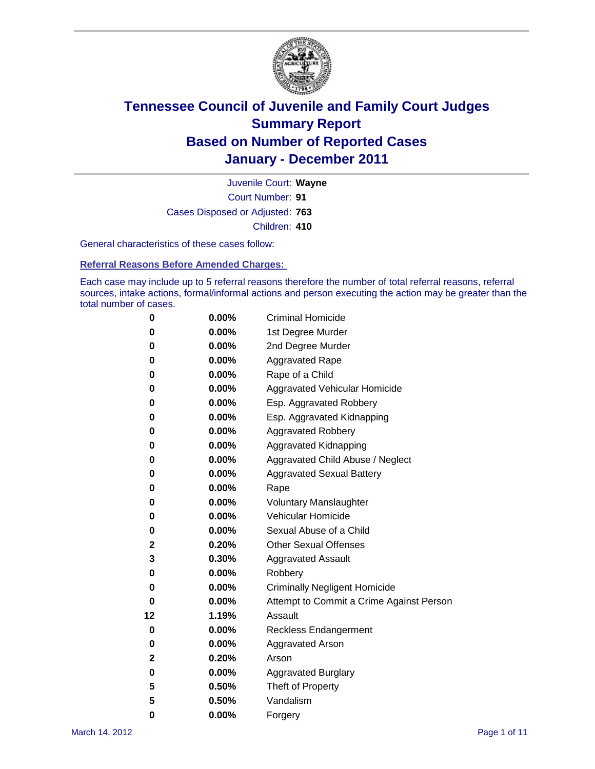# Tennessee Council of Juvenile and Family Court Judges
# Summary Report
# Based on Number of Reported Cases
# January - December 2011

Juvenile Court: **Wayne**

Court Number: **91**

Cases Disposed or Adjusted: **763**

Children: **410**

General characteristics of these cases follow:

## Referral Reasons Before Amended Charges:

Each case may include up to 5 referral reasons therefore the number of total referral reasons, referral sources, intake actions, formal/informal actions and person executing the action may be greater than the total number of cases.

| | | |
|---|---|---|
| 0 | 0.00% | Criminal Homicide |
| 0 | 0.00% | 1st Degree Murder |
| 0 | 0.00% | 2nd Degree Murder |
| 0 | 0.00% | Aggravated Rape |
| 0 | 0.00% | Rape of a Child |
| 0 | 0.00% | Aggravated Vehicular Homicide |
| 0 | 0.00% | Esp. Aggravated Robbery |
| 0 | 0.00% | Esp. Aggravated Kidnapping |
| 0 | 0.00% | Aggravated Robbery |
| 0 | 0.00% | Aggravated Kidnapping |
| 0 | 0.00% | Aggravated Child Abuse / Neglect |
| 0 | 0.00% | Aggravated Sexual Battery |
| 0 | 0.00% | Rape |
| 0 | 0.00% | Voluntary Manslaughter |
| 0 | 0.00% | Vehicular Homicide |
| 0 | 0.00% | Sexual Abuse of a Child |
| 2 | 0.20% | Other Sexual Offenses |
| 3 | 0.30% | Aggravated Assault |
| 0 | 0.00% | Robbery |
| 0 | 0.00% | Criminally Negligent Homicide |
| 0 | 0.00% | Attempt to Commit a Crime Against Person |
| 12 | 1.19% | Assault |
| 0 | 0.00% | Reckless Endangerment |
| 0 | 0.00% | Aggravated Arson |
| 2 | 0.20% | Arson |
| 0 | 0.00% | Aggravated Burglary |
| 5 | 0.50% | Theft of Property |
| 5 | 0.50% | Vandalism |
| 0 | 0.00% | Forgery |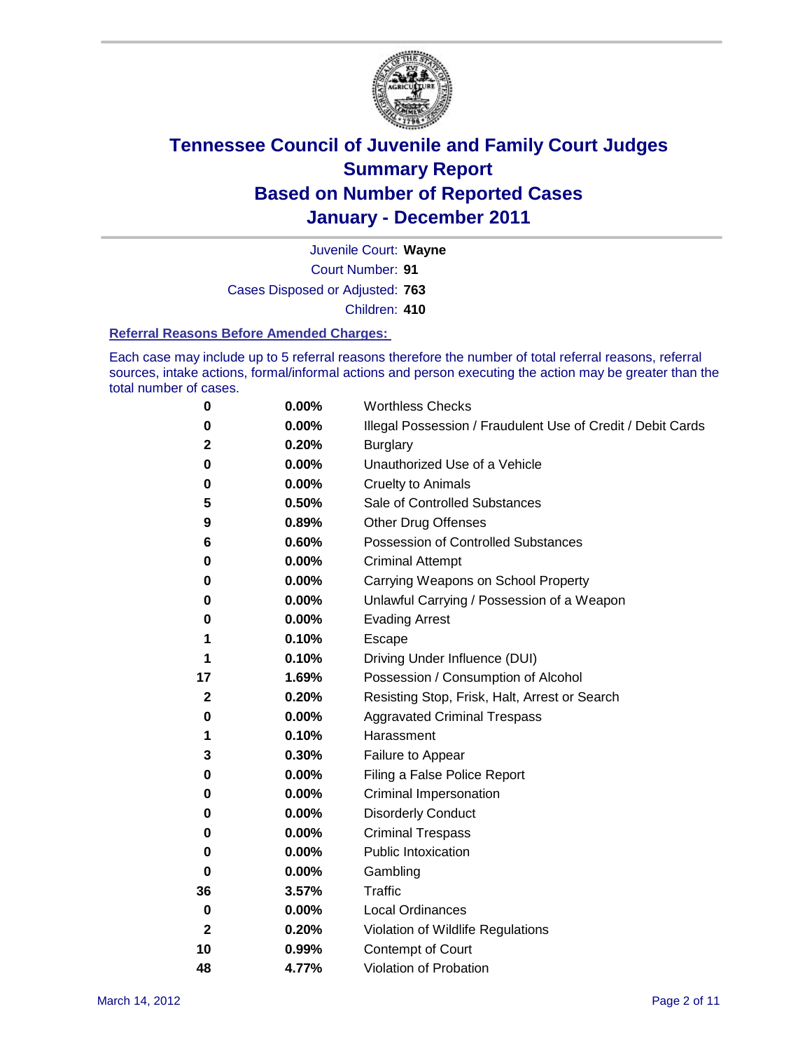# Tennessee Council of Juvenile and Family Court Judges
## Summary Report
## Based on Number of Reported Cases
## January - December 2011

Juvenile Court: **Wayne**
Court Number: **91**
Cases Disposed or Adjusted: **763**
Children: **410**

### Referral Reasons Before Amended Charges:

Each case may include up to 5 referral reasons therefore the number of total referral reasons, referral sources, intake actions, formal/informal actions and person executing the action may be greater than the total number of cases.

| Count | Percent | Referral Reason |
|---|---|---|
| 0 | 0.00% | Worthless Checks |
| 0 | 0.00% | Illegal Possession / Fraudulent Use of Credit / Debit Cards |
| 2 | 0.20% | Burglary |
| 0 | 0.00% | Unauthorized Use of a Vehicle |
| 0 | 0.00% | Cruelty to Animals |
| 5 | 0.50% | Sale of Controlled Substances |
| 9 | 0.89% | Other Drug Offenses |
| 6 | 0.60% | Possession of Controlled Substances |
| 0 | 0.00% | Criminal Attempt |
| 0 | 0.00% | Carrying Weapons on School Property |
| 0 | 0.00% | Unlawful Carrying / Possession of a Weapon |
| 0 | 0.00% | Evading Arrest |
| 1 | 0.10% | Escape |
| 1 | 0.10% | Driving Under Influence (DUI) |
| 17 | 1.69% | Possession / Consumption of Alcohol |
| 2 | 0.20% | Resisting Stop, Frisk, Halt, Arrest or Search |
| 0 | 0.00% | Aggravated Criminal Trespass |
| 1 | 0.10% | Harassment |
| 3 | 0.30% | Failure to Appear |
| 0 | 0.00% | Filing a False Police Report |
| 0 | 0.00% | Criminal Impersonation |
| 0 | 0.00% | Disorderly Conduct |
| 0 | 0.00% | Criminal Trespass |
| 0 | 0.00% | Public Intoxication |
| 0 | 0.00% | Gambling |
| 36 | 3.57% | Traffic |
| 0 | 0.00% | Local Ordinances |
| 2 | 0.20% | Violation of Wildlife Regulations |
| 10 | 0.99% | Contempt of Court |
| 48 | 4.77% | Violation of Probation |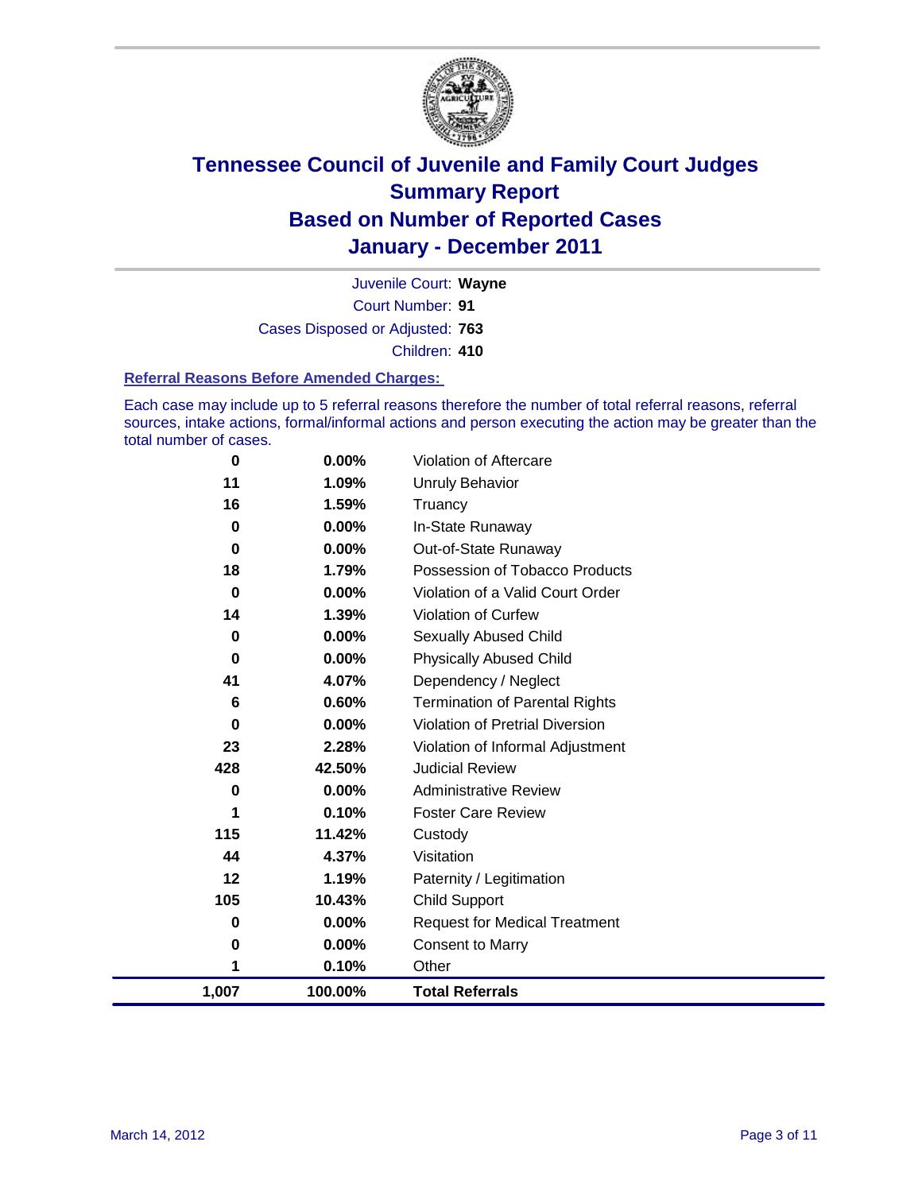# Tennessee Council of Juvenile and Family Court Judges
## Summary Report
## Based on Number of Reported Cases
## January - December 2011

Juvenile Court: **Wayne**
Court Number: **91**
Cases Disposed or Adjusted: **763**
Children: **410**

### Referral Reasons Before Amended Charges:

Each case may include up to 5 referral reasons therefore the number of total referral reasons, referral sources, intake actions, formal/informal actions and person executing the action may be greater than the total number of cases.

| | | |
|---|---|---|
| 0 | 0.00% | Violation of Aftercare |
| 11 | 1.09% | Unruly Behavior |
| 16 | 1.59% | Truancy |
| 0 | 0.00% | In-State Runaway |
| 0 | 0.00% | Out-of-State Runaway |
| 18 | 1.79% | Possession of Tobacco Products |
| 0 | 0.00% | Violation of a Valid Court Order |
| 14 | 1.39% | Violation of Curfew |
| 0 | 0.00% | Sexually Abused Child |
| 0 | 0.00% | Physically Abused Child |
| 41 | 4.07% | Dependency / Neglect |
| 6 | 0.60% | Termination of Parental Rights |
| 0 | 0.00% | Violation of Pretrial Diversion |
| 23 | 2.28% | Violation of Informal Adjustment |
| 428 | 42.50% | Judicial Review |
| 0 | 0.00% | Administrative Review |
| 1 | 0.10% | Foster Care Review |
| 115 | 11.42% | Custody |
| 44 | 4.37% | Visitation |
| 12 | 1.19% | Paternity / Legitimation |
| 105 | 10.43% | Child Support |
| 0 | 0.00% | Request for Medical Treatment |
| 0 | 0.00% | Consent to Marry |
| 1 | 0.10% | Other |
| **1,007** | **100.00%** | **Total Referrals** |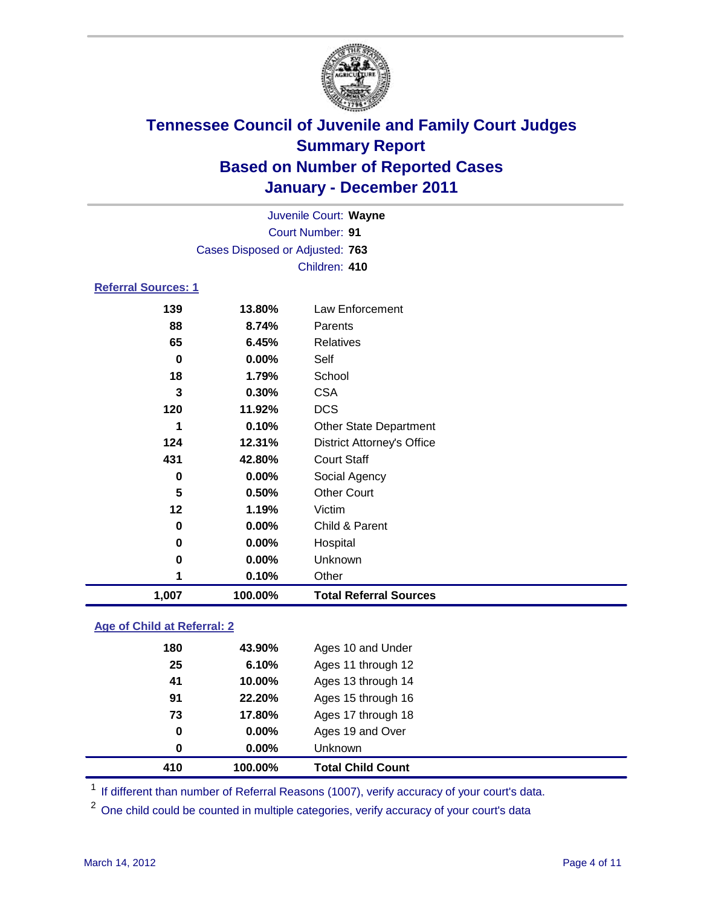# Tennessee Council of Juvenile and Family Court Judges
## Summary Report
## Based on Number of Reported Cases
## January - December 2011

Juvenile Court: **Wayne**
Court Number: **91**
Cases Disposed or Adjusted: **763**
Children: **410**

### Referral Sources: 1

| | | |
|---|---|---|
| 139 | 13.80% | Law Enforcement |
| 88 | 8.74% | Parents |
| 65 | 6.45% | Relatives |
| 0 | 0.00% | Self |
| 18 | 1.79% | School |
| 3 | 0.30% | CSA |
| 120 | 11.92% | DCS |
| 1 | 0.10% | Other State Department |
| 124 | 12.31% | District Attorney's Office |
| 431 | 42.80% | Court Staff |
| 0 | 0.00% | Social Agency |
| 5 | 0.50% | Other Court |
| 12 | 1.19% | Victim |
| 0 | 0.00% | Child & Parent |
| 0 | 0.00% | Hospital |
| 0 | 0.00% | Unknown |
| 1 | 0.10% | Other |
| **1,007** | **100.00%** | **Total Referral Sources** |

### Age of Child at Referral: 2

| | | |
|---|---|---|
| 180 | 43.90% | Ages 10 and Under |
| 25 | 6.10% | Ages 11 through 12 |
| 41 | 10.00% | Ages 13 through 14 |
| 91 | 22.20% | Ages 15 through 16 |
| 73 | 17.80% | Ages 17 through 18 |
| 0 | 0.00% | Ages 19 and Over |
| 0 | 0.00% | Unknown |
| **410** | **100.00%** | **Total Child Count** |

[1] If different than number of Referral Reasons (1007), verify accuracy of your court's data.

[2] One child could be counted in multiple categories, verify accuracy of your court's data

March 14, 2012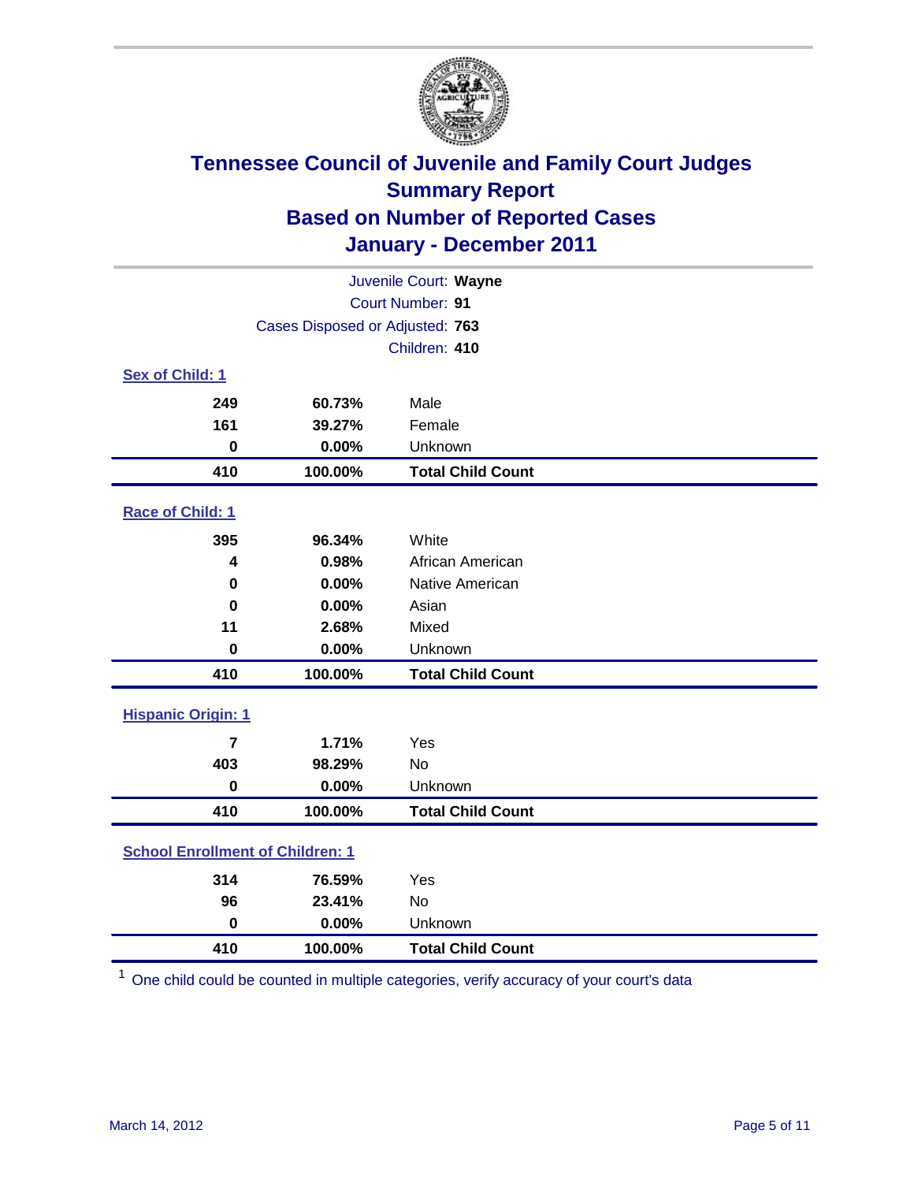# Tennessee Council of Juvenile and Family Court Judges
## Summary Report
## Based on Number of Reported Cases
## January - December 2011

Juvenile Court: **Wayne**
Court Number: **91**
Cases Disposed or Adjusted: **763**
Children: **410**

### Sex of Child: 1

| | | |
|---|---|---|
| 249 | 60.73% | Male |
| 161 | 39.27% | Female |
| 0 | 0.00% | Unknown |
| **410** | **100.00%** | **Total Child Count** |

### Race of Child: 1

| | | |
|---|---|---|
| 395 | 96.34% | White |
| 4 | 0.98% | African American |
| 0 | 0.00% | Native American |
| 0 | 0.00% | Asian |
| 11 | 2.68% | Mixed |
| 0 | 0.00% | Unknown |
| **410** | **100.00%** | **Total Child Count** |

### Hispanic Origin: 1

| | | |
|---|---|---|
| 7 | 1.71% | Yes |
| 403 | 98.29% | No |
| 0 | 0.00% | Unknown |
| **410** | **100.00%** | **Total Child Count** |

### School Enrollment of Children: 1

| | | |
|---|---|---|
| 314 | 76.59% | Yes |
| 96 | 23.41% | No |
| 0 | 0.00% | Unknown |
| **410** | **100.00%** | **Total Child Count** |

[1] One child could be counted in multiple categories, verify accuracy of your court's data

March 14, 2012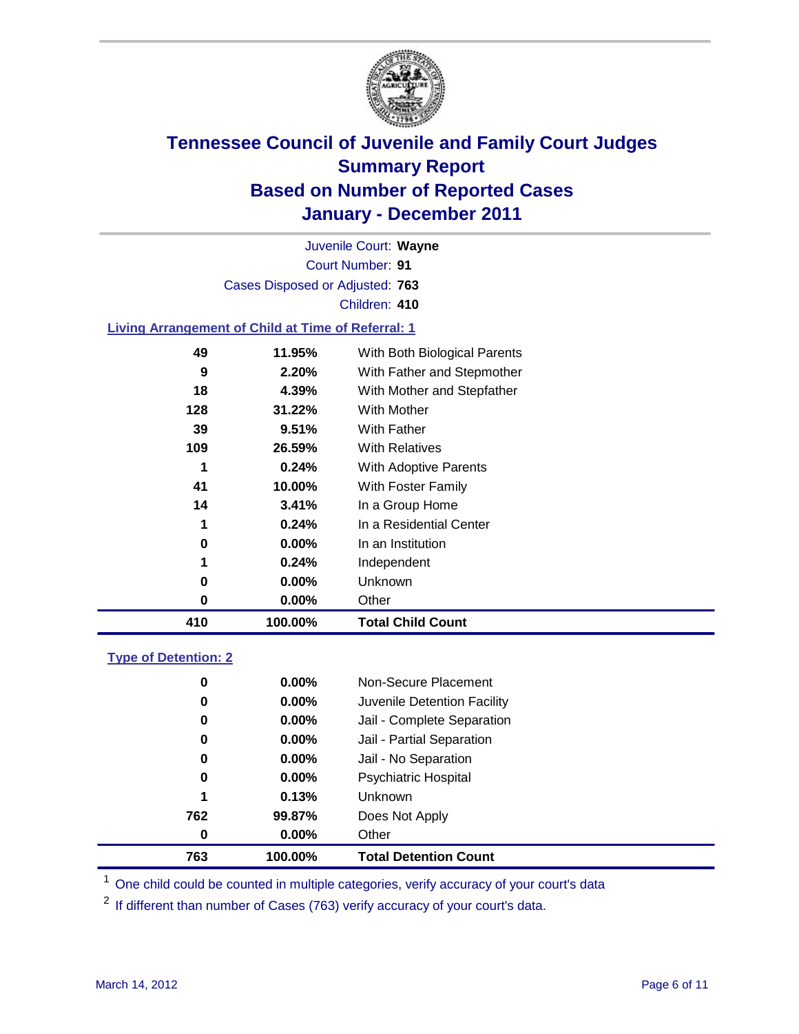# Tennessee Council of Juvenile and Family Court Judges
## Summary Report
## Based on Number of Reported Cases
## January - December 2011

Juvenile Court: **Wayne**
Court Number: **91**
Cases Disposed or Adjusted: **763**
Children: **410**

### Living Arrangement of Child at Time of Referral: 1

| | | |
|---|---|---|
| 49 | 11.95% | With Both Biological Parents |
| 9 | 2.20% | With Father and Stepmother |
| 18 | 4.39% | With Mother and Stepfather |
| 128 | 31.22% | With Mother |
| 39 | 9.51% | With Father |
| 109 | 26.59% | With Relatives |
| 1 | 0.24% | With Adoptive Parents |
| 41 | 10.00% | With Foster Family |
| 14 | 3.41% | In a Group Home |
| 1 | 0.24% | In a Residential Center |
| 0 | 0.00% | In an Institution |
| 1 | 0.24% | Independent |
| 0 | 0.00% | Unknown |
| 0 | 0.00% | Other |
| **410** | **100.00%** | **Total Child Count** |

### Type of Detention: 2

| | | |
|---|---|---|
| 0 | 0.00% | Non-Secure Placement |
| 0 | 0.00% | Juvenile Detention Facility |
| 0 | 0.00% | Jail - Complete Separation |
| 0 | 0.00% | Jail - Partial Separation |
| 0 | 0.00% | Jail - No Separation |
| 0 | 0.00% | Psychiatric Hospital |
| 1 | 0.13% | Unknown |
| 762 | 99.87% | Does Not Apply |
| 0 | 0.00% | Other |
| **763** | **100.00%** | **Total Detention Count** |

[1] One child could be counted in multiple categories, verify accuracy of your court's data

[2] If different than number of Cases (763) verify accuracy of your court's data.

March 14, 2012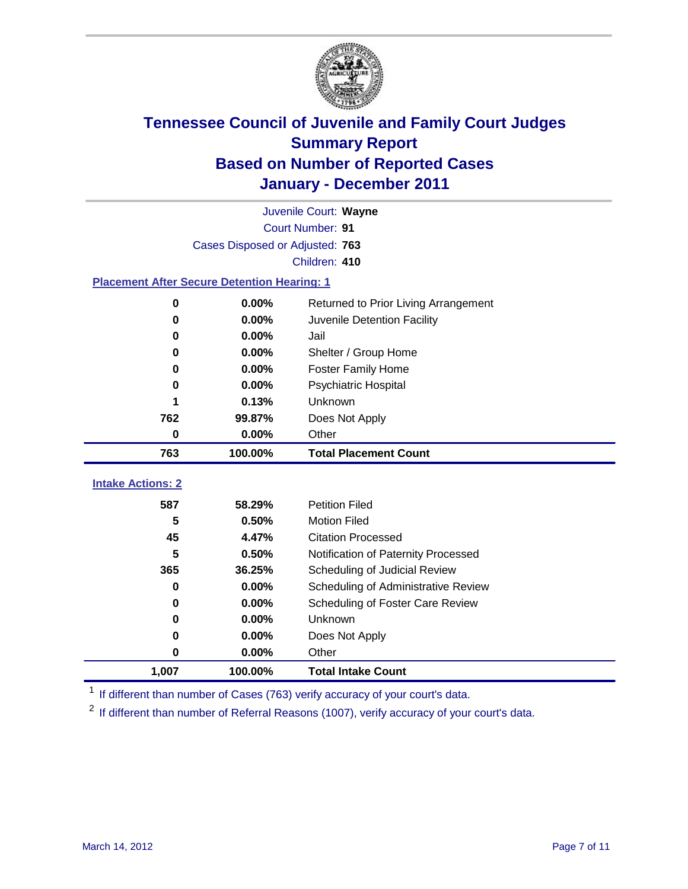# Tennessee Council of Juvenile and Family Court Judges
## Summary Report
## Based on Number of Reported Cases
## January - December 2011

Juvenile Court: **Wayne**

Court Number: **91**

Cases Disposed or Adjusted: **763**

Children: **410**

### Placement After Secure Detention Hearing: 1

| Count | Percent | Placement |
|---|---|---|
| 0 | 0.00% | Returned to Prior Living Arrangement |
| 0 | 0.00% | Juvenile Detention Facility |
| 0 | 0.00% | Jail |
| 0 | 0.00% | Shelter / Group Home |
| 0 | 0.00% | Foster Family Home |
| 0 | 0.00% | Psychiatric Hospital |
| 1 | 0.13% | Unknown |
| 762 | 99.87% | Does Not Apply |
| 0 | 0.00% | Other |
| **763** | **100.00%** | **Total Placement Count** |

### Intake Actions: 2

| Count | Percent | Intake Action |
|---|---|---|
| 587 | 58.29% | Petition Filed |
| 5 | 0.50% | Motion Filed |
| 45 | 4.47% | Citation Processed |
| 5 | 0.50% | Notification of Paternity Processed |
| 365 | 36.25% | Scheduling of Judicial Review |
| 0 | 0.00% | Scheduling of Administrative Review |
| 0 | 0.00% | Scheduling of Foster Care Review |
| 0 | 0.00% | Unknown |
| 0 | 0.00% | Does Not Apply |
| 0 | 0.00% | Other |
| **1,007** | **100.00%** | **Total Intake Count** |

[1] If different than number of Cases (763) verify accuracy of your court's data.

[2] If different than number of Referral Reasons (1007), verify accuracy of your court's data.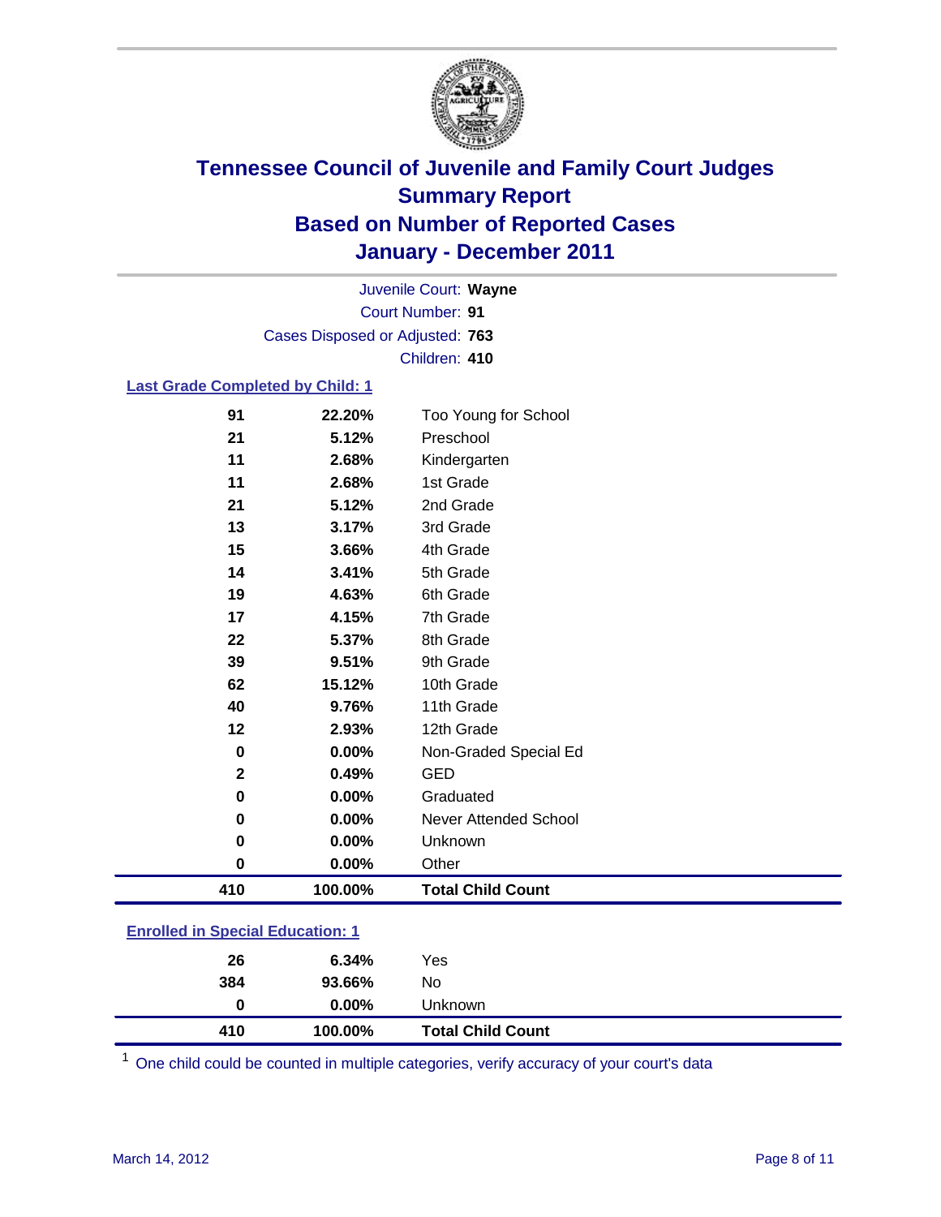# Tennessee Council of Juvenile and Family Court Judges Summary Report Based on Number of Reported Cases January - December 2011

Juvenile Court: **Wayne**

Court Number: **91**

Cases Disposed or Adjusted: **763**

Children: **410**

### Last Grade Completed by Child: 1

| Count | Percent | Category |
|---|---|---|
| 91 | 22.20% | Too Young for School |
| 21 | 5.12% | Preschool |
| 11 | 2.68% | Kindergarten |
| 11 | 2.68% | 1st Grade |
| 21 | 5.12% | 2nd Grade |
| 13 | 3.17% | 3rd Grade |
| 15 | 3.66% | 4th Grade |
| 14 | 3.41% | 5th Grade |
| 19 | 4.63% | 6th Grade |
| 17 | 4.15% | 7th Grade |
| 22 | 5.37% | 8th Grade |
| 39 | 9.51% | 9th Grade |
| 62 | 15.12% | 10th Grade |
| 40 | 9.76% | 11th Grade |
| 12 | 2.93% | 12th Grade |
| 0 | 0.00% | Non-Graded Special Ed |
| 2 | 0.49% | GED |
| 0 | 0.00% | Graduated |
| 0 | 0.00% | Never Attended School |
| 0 | 0.00% | Unknown |
| 0 | 0.00% | Other |
| **410** | **100.00%** | **Total Child Count** |

### Enrolled in Special Education: 1

| Count | Percent | Category |
|---|---|---|
| 26 | 6.34% | Yes |
| 384 | 93.66% | No |
| 0 | 0.00% | Unknown |
| **410** | **100.00%** | **Total Child Count** |

[1] One child could be counted in multiple categories, verify accuracy of your court's data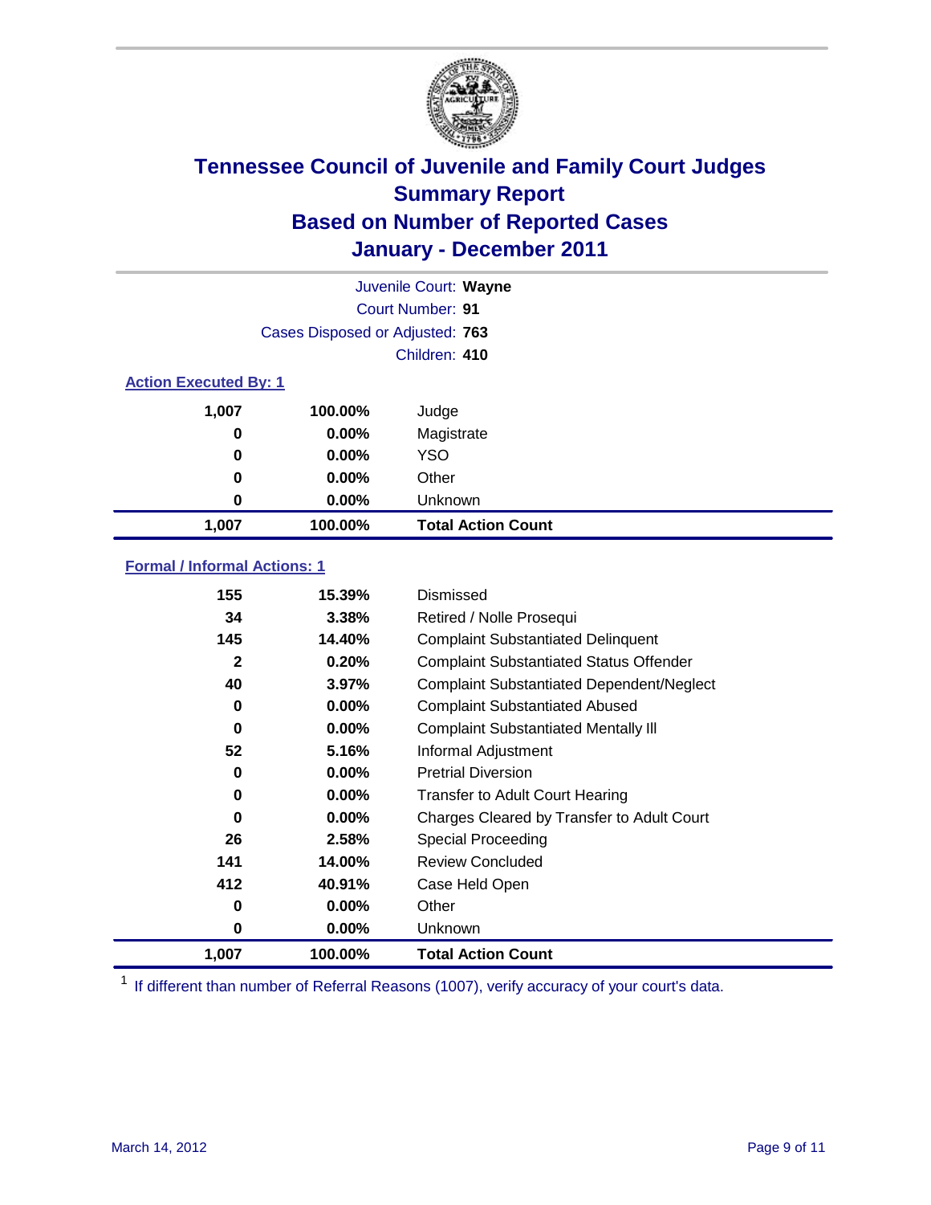# Tennessee Council of Juvenile and Family Court Judges
## Summary Report
## Based on Number of Reported Cases
## January - December 2011

Juvenile Court: **Wayne**
Court Number: **91**
Cases Disposed or Adjusted: **763**
Children: **410**

### Action Executed By: 1

| Count | Percent | Action |
|---|---|---|
| 1,007 | 100.00% | Judge |
| 0 | 0.00% | Magistrate |
| 0 | 0.00% | YSO |
| 0 | 0.00% | Other |
| 0 | 0.00% | Unknown |
| **1,007** | **100.00%** | **Total Action Count** |

### Formal / Informal Actions: 1

| Count | Percent | Action |
|---|---|---|
| 155 | 15.39% | Dismissed |
| 34 | 3.38% | Retired / Nolle Prosequi |
| 145 | 14.40% | Complaint Substantiated Delinquent |
| 2 | 0.20% | Complaint Substantiated Status Offender |
| 40 | 3.97% | Complaint Substantiated Dependent/Neglect |
| 0 | 0.00% | Complaint Substantiated Abused |
| 0 | 0.00% | Complaint Substantiated Mentally Ill |
| 52 | 5.16% | Informal Adjustment |
| 0 | 0.00% | Pretrial Diversion |
| 0 | 0.00% | Transfer to Adult Court Hearing |
| 0 | 0.00% | Charges Cleared by Transfer to Adult Court |
| 26 | 2.58% | Special Proceeding |
| 141 | 14.00% | Review Concluded |
| 412 | 40.91% | Case Held Open |
| 0 | 0.00% | Other |
| 0 | 0.00% | Unknown |
| **1,007** | **100.00%** | **Total Action Count** |

[1] If different than number of Referral Reasons (1007), verify accuracy of your court's data.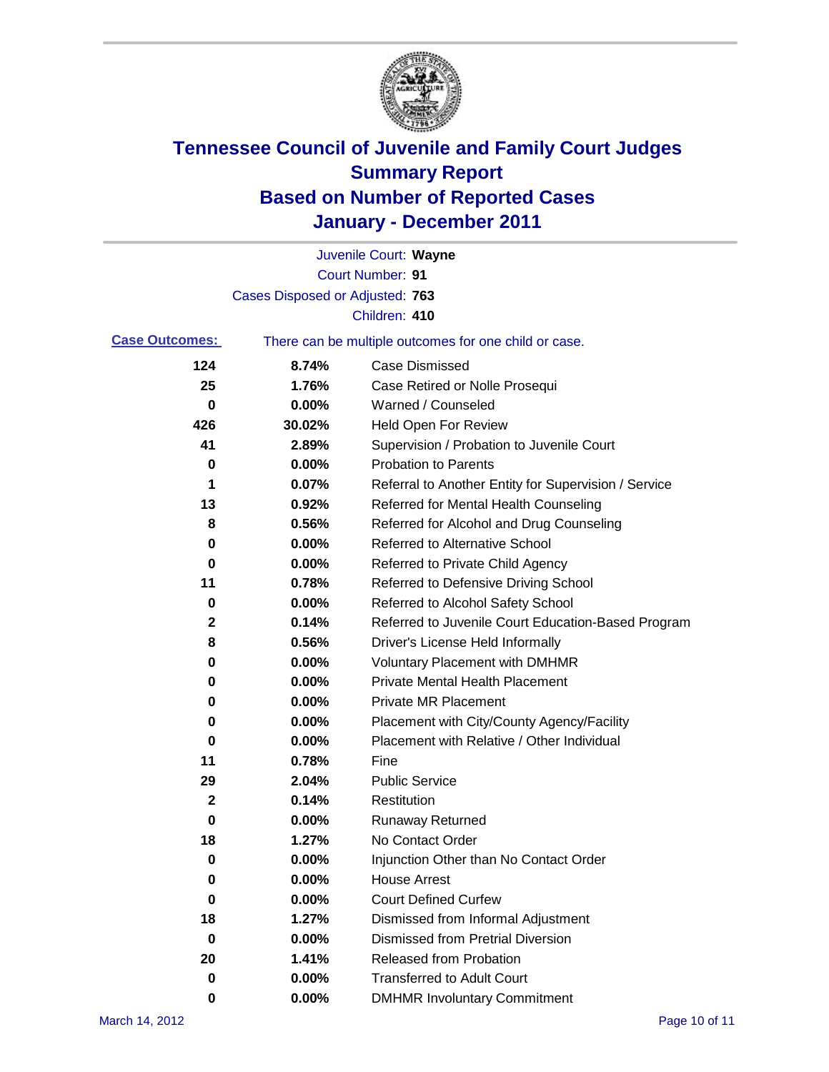# Tennessee Council of Juvenile and Family Court Judges
## Summary Report
## Based on Number of Reported Cases
## January - December 2011

Juvenile Court: **Wayne**
Court Number: **91**
Cases Disposed or Adjusted: **763**
Children: **410**

**Case Outcomes:** There can be multiple outcomes for one child or case.

| Count | Percent | Outcome |
|---|---|---|
| 124 | 8.74% | Case Dismissed |
| 25 | 1.76% | Case Retired or Nolle Prosequi |
| 0 | 0.00% | Warned / Counseled |
| 426 | 30.02% | Held Open For Review |
| 41 | 2.89% | Supervision / Probation to Juvenile Court |
| 0 | 0.00% | Probation to Parents |
| 1 | 0.07% | Referral to Another Entity for Supervision / Service |
| 13 | 0.92% | Referred for Mental Health Counseling |
| 8 | 0.56% | Referred for Alcohol and Drug Counseling |
| 0 | 0.00% | Referred to Alternative School |
| 0 | 0.00% | Referred to Private Child Agency |
| 11 | 0.78% | Referred to Defensive Driving School |
| 0 | 0.00% | Referred to Alcohol Safety School |
| 2 | 0.14% | Referred to Juvenile Court Education-Based Program |
| 8 | 0.56% | Driver's License Held Informally |
| 0 | 0.00% | Voluntary Placement with DMHMR |
| 0 | 0.00% | Private Mental Health Placement |
| 0 | 0.00% | Private MR Placement |
| 0 | 0.00% | Placement with City/County Agency/Facility |
| 0 | 0.00% | Placement with Relative / Other Individual |
| 11 | 0.78% | Fine |
| 29 | 2.04% | Public Service |
| 2 | 0.14% | Restitution |
| 0 | 0.00% | Runaway Returned |
| 18 | 1.27% | No Contact Order |
| 0 | 0.00% | Injunction Other than No Contact Order |
| 0 | 0.00% | House Arrest |
| 0 | 0.00% | Court Defined Curfew |
| 18 | 1.27% | Dismissed from Informal Adjustment |
| 0 | 0.00% | Dismissed from Pretrial Diversion |
| 20 | 1.41% | Released from Probation |
| 0 | 0.00% | Transferred to Adult Court |
| 0 | 0.00% | DMHMR Involuntary Commitment |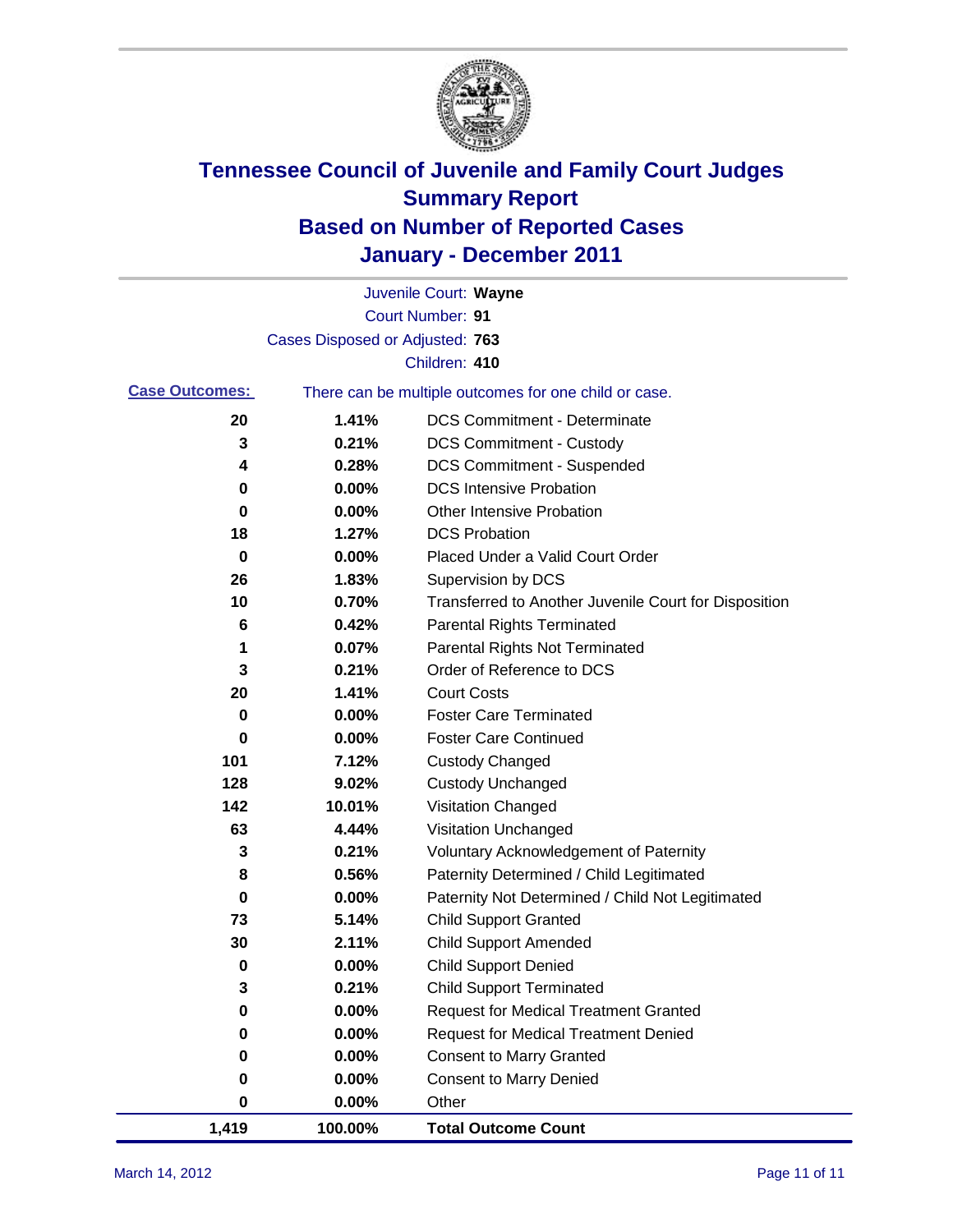# Tennessee Council of Juvenile and Family Court Judges
## Summary Report
## Based on Number of Reported Cases
## January - December 2011

Juvenile Court: **Wayne**

Court Number: **91**

Cases Disposed or Adjusted: **763**

Children: **410**

**Case Outcomes:** There can be multiple outcomes for one child or case.

| | | |
|---|---|---|
| 20 | 1.41% | DCS Commitment - Determinate |
| 3 | 0.21% | DCS Commitment - Custody |
| 4 | 0.28% | DCS Commitment - Suspended |
| 0 | 0.00% | DCS Intensive Probation |
| 0 | 0.00% | Other Intensive Probation |
| 18 | 1.27% | DCS Probation |
| 0 | 0.00% | Placed Under a Valid Court Order |
| 26 | 1.83% | Supervision by DCS |
| 10 | 0.70% | Transferred to Another Juvenile Court for Disposition |
| 6 | 0.42% | Parental Rights Terminated |
| 1 | 0.07% | Parental Rights Not Terminated |
| 3 | 0.21% | Order of Reference to DCS |
| 20 | 1.41% | Court Costs |
| 0 | 0.00% | Foster Care Terminated |
| 0 | 0.00% | Foster Care Continued |
| 101 | 7.12% | Custody Changed |
| 128 | 9.02% | Custody Unchanged |
| 142 | 10.01% | Visitation Changed |
| 63 | 4.44% | Visitation Unchanged |
| 3 | 0.21% | Voluntary Acknowledgement of Paternity |
| 8 | 0.56% | Paternity Determined / Child Legitimated |
| 0 | 0.00% | Paternity Not Determined / Child Not Legitimated |
| 73 | 5.14% | Child Support Granted |
| 30 | 2.11% | Child Support Amended |
| 0 | 0.00% | Child Support Denied |
| 3 | 0.21% | Child Support Terminated |
| 0 | 0.00% | Request for Medical Treatment Granted |
| 0 | 0.00% | Request for Medical Treatment Denied |
| 0 | 0.00% | Consent to Marry Granted |
| 0 | 0.00% | Consent to Marry Denied |
| 0 | 0.00% | Other |
| **1,419** | **100.00%** | **Total Outcome Count** |

March 14, 2012